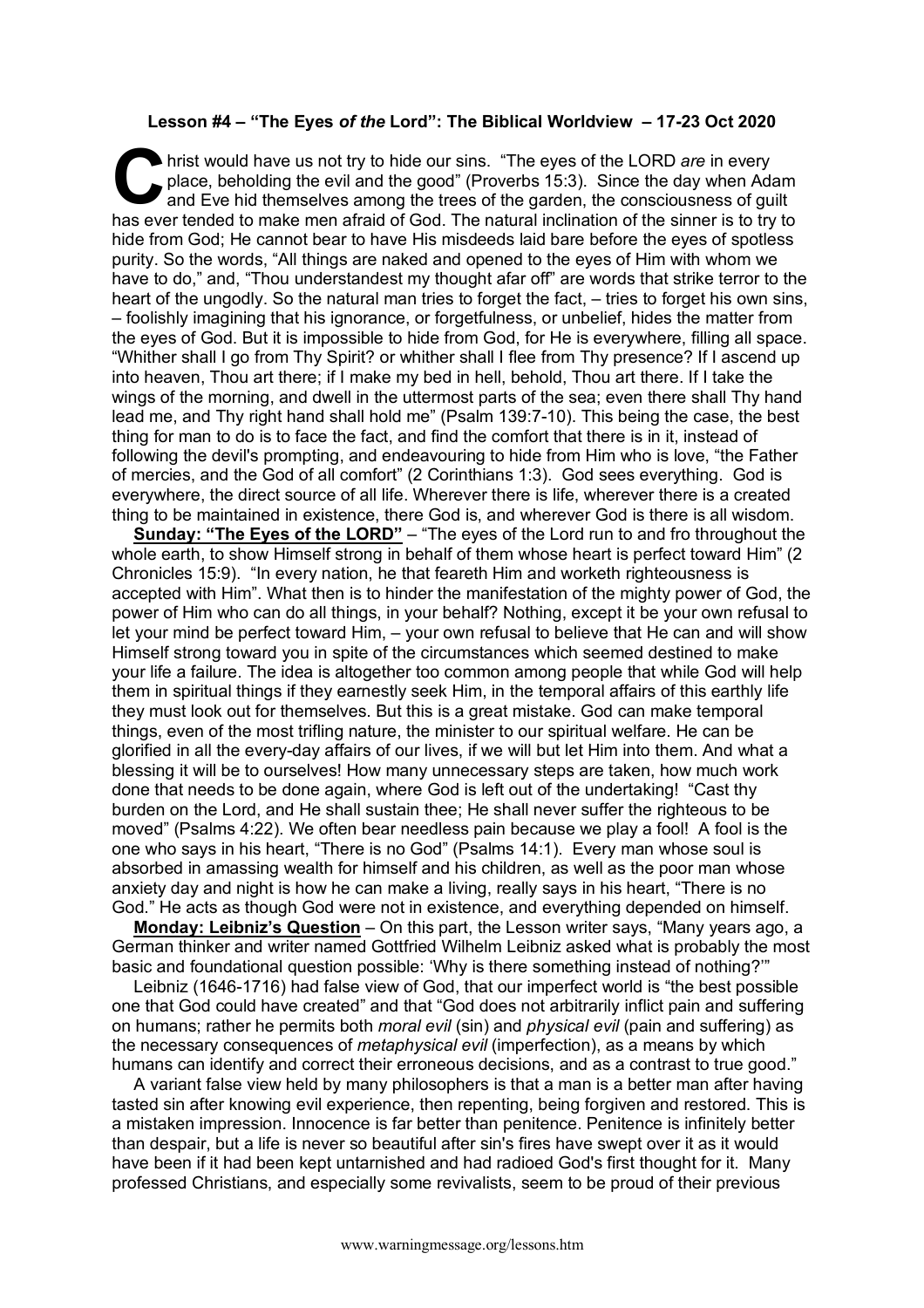**Lesson #4 – "The Eyes *of the* Lord": The Biblical Worldview – 17-23 Oct 2020**

Christ would have us not try to hide our sins. "The eyes of the LORD *are* in every place, beholding the evil and the good" (Proverbs 15:3). Since the day when Adam and Eve hid themselves among the trees of the garden, the consciousness of guilt has ever tended to make men afraid of God. The natural inclination of the sinner is to try to hide from God; He cannot bear to have His misdeeds laid bare before the eyes of spotless purity. So the words, "All things are naked and opened to the eyes of Him with whom we have to do," and, "Thou understandest my thought afar off" are words that strike terror to the heart of the ungodly. So the natural man tries to forget the fact, – tries to forget his own sins, – foolishly imagining that his ignorance, or forgetfulness, or unbelief, hides the matter from the eyes of God. But it is impossible to hide from God, for He is everywhere, filling all space. "Whither shall I go from Thy Spirit? or whither shall I flee from Thy presence? If I ascend up into heaven, Thou art there; if I make my bed in hell, behold, Thou art there. If I take the wings of the morning, and dwell in the uttermost parts of the sea; even there shall Thy hand lead me, and Thy right hand shall hold me" (Psalm 139:7-10). This being the case, the best thing for man to do is to face the fact, and find the comfort that there is in it, instead of following the devil's prompting, and endeavouring to hide from Him who is love, "the Father of mercies, and the God of all comfort" (2 Corinthians 1:3). God sees everything. God is everywhere, the direct source of all life. Wherever there is life, wherever there is a created thing to be maintained in existence, there God is, and wherever God is there is all wisdom.

**Sunday: "The Eyes of the LORD"** – "The eyes of the Lord run to and fro throughout the whole earth, to show Himself strong in behalf of them whose heart is perfect toward Him" (2 Chronicles 15:9). "In every nation, he that feareth Him and worketh righteousness is accepted with Him". What then is to hinder the manifestation of the mighty power of God, the power of Him who can do all things, in your behalf? Nothing, except it be your own refusal to let your mind be perfect toward Him, – your own refusal to believe that He can and will show Himself strong toward you in spite of the circumstances which seemed destined to make your life a failure. The idea is altogether too common among people that while God will help them in spiritual things if they earnestly seek Him, in the temporal affairs of this earthly life they must look out for themselves. But this is a great mistake. God can make temporal things, even of the most trifling nature, the minister to our spiritual welfare. He can be glorified in all the every-day affairs of our lives, if we will but let Him into them. And what a blessing it will be to ourselves! How many unnecessary steps are taken, how much work done that needs to be done again, where God is left out of the undertaking! "Cast thy burden on the Lord, and He shall sustain thee; He shall never suffer the righteous to be moved" (Psalms 4:22). We often bear needless pain because we play a fool! A fool is the one who says in his heart, "There is no God" (Psalms 14:1). Every man whose soul is absorbed in amassing wealth for himself and his children, as well as the poor man whose anxiety day and night is how he can make a living, really says in his heart, "There is no God." He acts as though God were not in existence, and everything depended on himself.

**Monday: Leibniz's Question** – On this part, the Lesson writer says, "Many years ago, a German thinker and writer named Gottfried Wilhelm Leibniz asked what is probably the most basic and foundational question possible: 'Why is there something instead of nothing?'"

Leibniz (1646-1716) had false view of God, that our imperfect world is "the best possible one that God could have created" and that "God does not arbitrarily inflict pain and suffering on humans; rather he permits both *moral evil* (sin) and *physical evil* (pain and suffering) as the necessary consequences of *metaphysical evil* (imperfection), as a means by which humans can identify and correct their erroneous decisions, and as a contrast to true good."

A variant false view held by many philosophers is that a man is a better man after having tasted sin after knowing evil experience, then repenting, being forgiven and restored. This is a mistaken impression. Innocence is far better than penitence. Penitence is infinitely better than despair, but a life is never so beautiful after sin's fires have swept over it as it would have been if it had been kept untarnished and had radioed God's first thought for it. Many professed Christians, and especially some revivalists, seem to be proud of their previous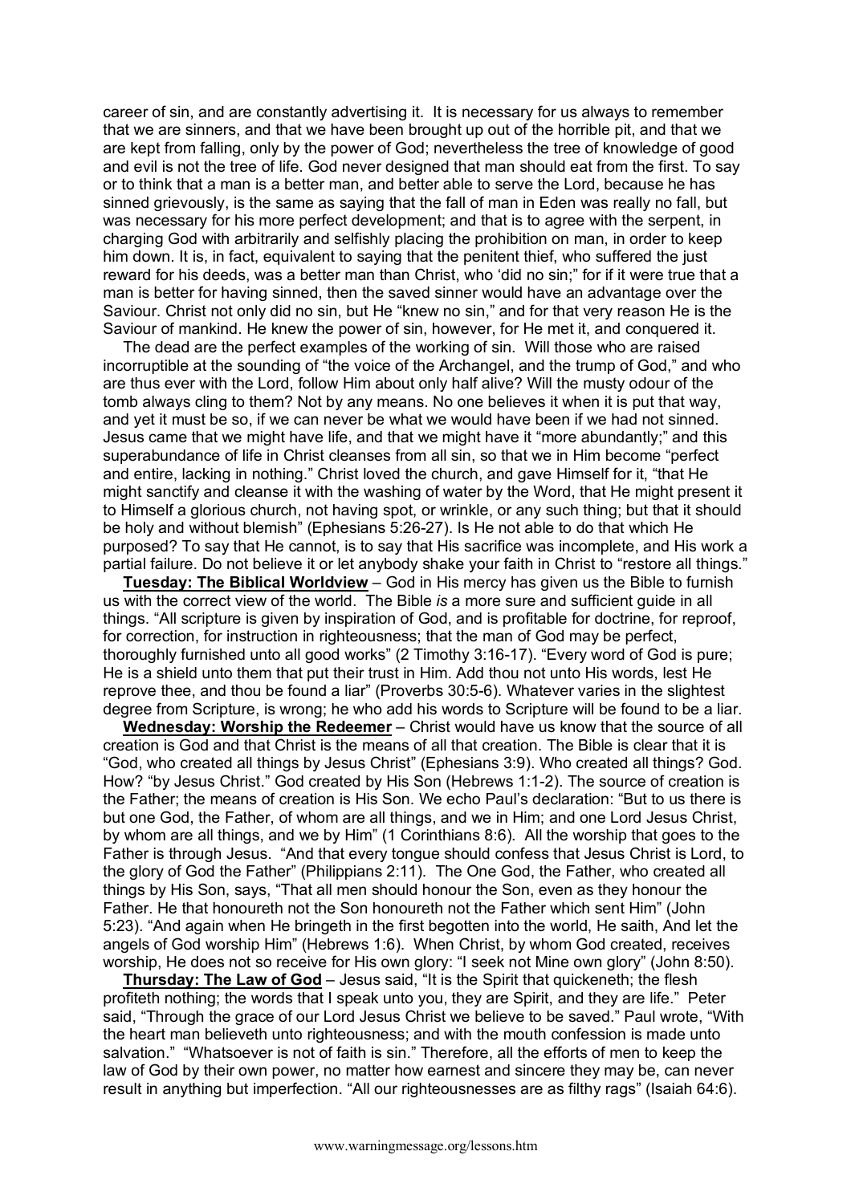career of sin, and are constantly advertising it. It is necessary for us always to remember that we are sinners, and that we have been brought up out of the horrible pit, and that we are kept from falling, only by the power of God; nevertheless the tree of knowledge of good and evil is not the tree of life. God never designed that man should eat from the first. To say or to think that a man is a better man, and better able to serve the Lord, because he has sinned grievously, is the same as saying that the fall of man in Eden was really no fall, but was necessary for his more perfect development; and that is to agree with the serpent, in charging God with arbitrarily and selfishly placing the prohibition on man, in order to keep him down. It is, in fact, equivalent to saying that the penitent thief, who suffered the just reward for his deeds, was a better man than Christ, who 'did no sin;" for if it were true that a man is better for having sinned, then the saved sinner would have an advantage over the Saviour. Christ not only did no sin, but He "knew no sin," and for that very reason He is the Saviour of mankind. He knew the power of sin, however, for He met it, and conquered it.

The dead are the perfect examples of the working of sin. Will those who are raised incorruptible at the sounding of "the voice of the Archangel, and the trump of God," and who are thus ever with the Lord, follow Him about only half alive? Will the musty odour of the tomb always cling to them? Not by any means. No one believes it when it is put that way, and yet it must be so, if we can never be what we would have been if we had not sinned. Jesus came that we might have life, and that we might have it "more abundantly;" and this superabundance of life in Christ cleanses from all sin, so that we in Him become "perfect and entire, lacking in nothing." Christ loved the church, and gave Himself for it, "that He might sanctify and cleanse it with the washing of water by the Word, that He might present it to Himself a glorious church, not having spot, or wrinkle, or any such thing; but that it should be holy and without blemish" (Ephesians 5:26-27). Is He not able to do that which He purposed? To say that He cannot, is to say that His sacrifice was incomplete, and His work a partial failure. Do not believe it or let anybody shake your faith in Christ to "restore all things."

**Tuesday: The Biblical Worldview** – God in His mercy has given us the Bible to furnish us with the correct view of the world. The Bible *is* a more sure and sufficient guide in all things. "All scripture is given by inspiration of God, and is profitable for doctrine, for reproof, for correction, for instruction in righteousness; that the man of God may be perfect, thoroughly furnished unto all good works" (2 Timothy 3:16-17). "Every word of God is pure; He is a shield unto them that put their trust in Him. Add thou not unto His words, lest He reprove thee, and thou be found a liar" (Proverbs 30:5-6). Whatever varies in the slightest degree from Scripture, is wrong; he who add his words to Scripture will be found to be a liar.

**Wednesday: Worship the Redeemer** – Christ would have us know that the source of all creation is God and that Christ is the means of all that creation. The Bible is clear that it is "God, who created all things by Jesus Christ" (Ephesians 3:9). Who created all things? God. How? "by Jesus Christ." God created by His Son (Hebrews 1:1-2). The source of creation is the Father; the means of creation is His Son. We echo Paul's declaration: "But to us there is but one God, the Father, of whom are all things, and we in Him; and one Lord Jesus Christ, by whom are all things, and we by Him" (1 Corinthians 8:6). All the worship that goes to the Father is through Jesus. "And that every tongue should confess that Jesus Christ is Lord, to the glory of God the Father" (Philippians 2:11). The One God, the Father, who created all things by His Son, says, "That all men should honour the Son, even as they honour the Father. He that honoureth not the Son honoureth not the Father which sent Him" (John 5:23). "And again when He bringeth in the first begotten into the world, He saith, And let the angels of God worship Him" (Hebrews 1:6). When Christ, by whom God created, receives worship, He does not so receive for His own glory: "I seek not Mine own glory" (John 8:50).

**Thursday: The Law of God** – Jesus said, "It is the Spirit that quickeneth; the flesh profiteth nothing; the words that I speak unto you, they are Spirit, and they are life." Peter said, "Through the grace of our Lord Jesus Christ we believe to be saved." Paul wrote, "With the heart man believeth unto righteousness; and with the mouth confession is made unto salvation." "Whatsoever is not of faith is sin." Therefore, all the efforts of men to keep the law of God by their own power, no matter how earnest and sincere they may be, can never result in anything but imperfection. "All our righteousnesses are as filthy rags" (Isaiah 64:6).

www.warningmessage.org/lessons.htm